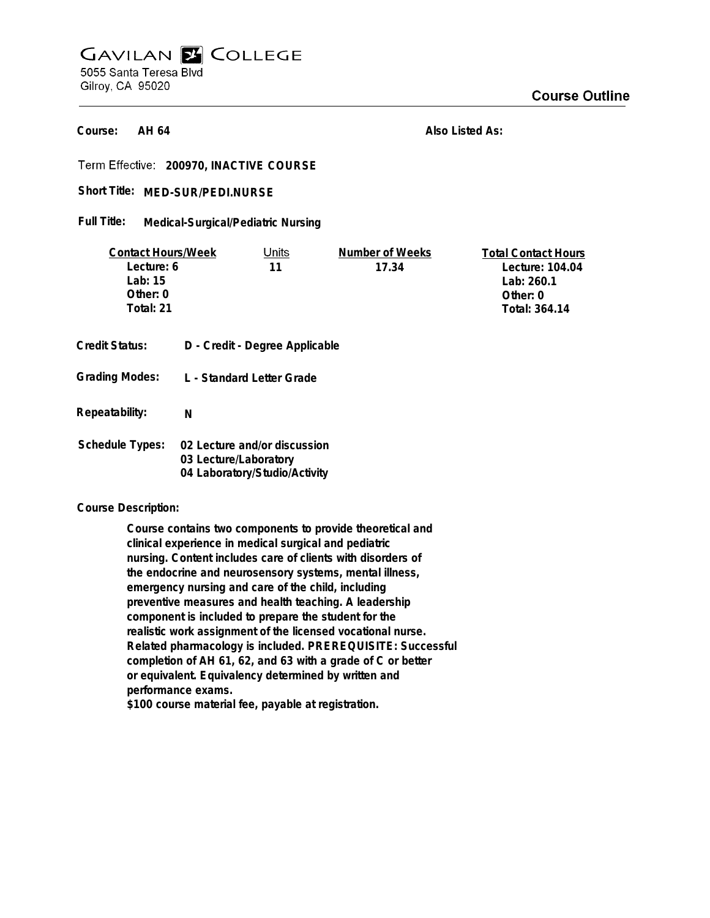# GAVILAN COLLEGE

5055 Santa Teresa Blvd
Gilroy, CA 95020

## Course Outline

**Course:** AH 64

**Also Listed As:**

**Term Effective:** 200970, INACTIVE COURSE

**Short Title:** MED-SUR/PEDI.NURSE

**Full Title:** Medical-Surgical/Pediatric Nursing

| Contact Hours/Week | Units | Number of Weeks | Total Contact Hours |
|---|---|---|---|
| Lecture: 6 | 11 | 17.34 | Lecture: 104.04 |
| Lab: 15 | | | Lab: 260.1 |
| Other: 0 | | | Other: 0 |
| Total: 21 | | | Total: 364.14 |

**Credit Status:** D - Credit - Degree Applicable

**Grading Modes:** L - Standard Letter Grade

**Repeatability:** N

**Schedule Types:**
02 Lecture and/or discussion
03 Lecture/Laboratory
04 Laboratory/Studio/Activity

**Course Description:**

Course contains two components to provide theoretical and clinical experience in medical surgical and pediatric nursing. Content includes care of clients with disorders of the endocrine and neurosensory systems, mental illness, emergency nursing and care of the child, including preventive measures and health teaching. A leadership component is included to prepare the student for the realistic work assignment of the licensed vocational nurse. Related pharmacology is included. PREREQUISITE: Successful completion of AH 61, 62, and 63 with a grade of C or better or equivalent. Equivalency determined by written and performance exams.
$100 course material fee, payable at registration.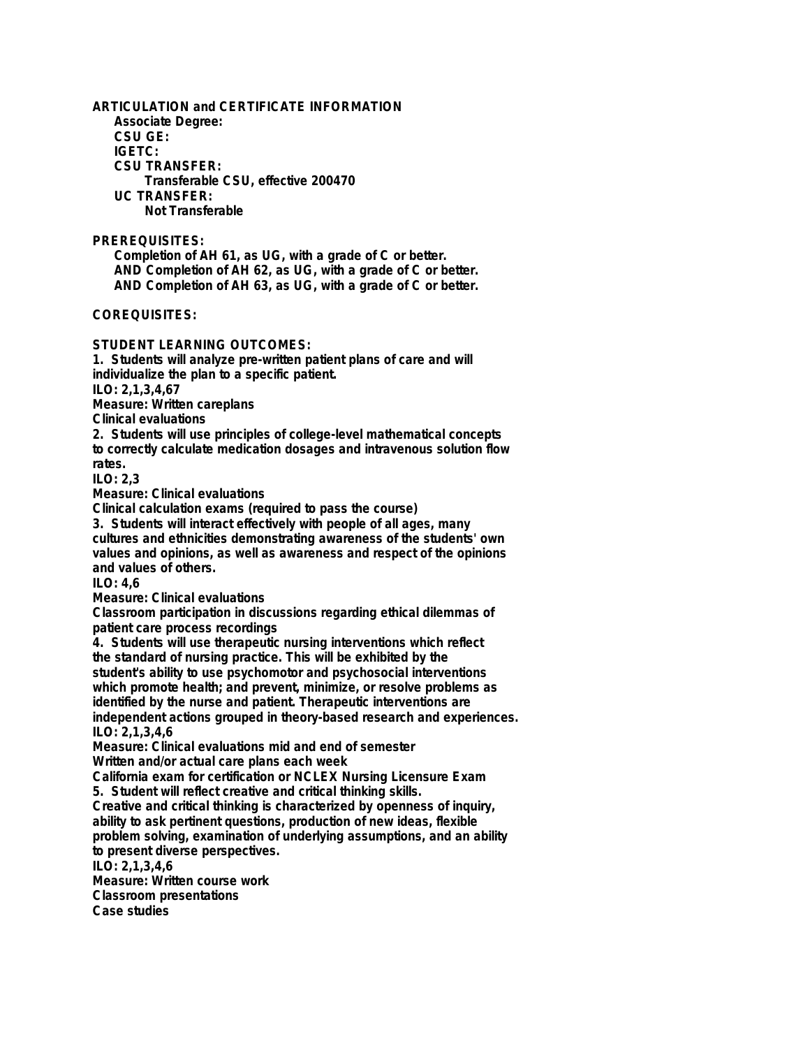**ARTICULATION and CERTIFICATE INFORMATION**

**Associate Degree:**

**CSU GE:**

**IGETC:**

**CSU TRANSFER:**

Transferable CSU, effective 200470

**UC TRANSFER:**

Not Transferable

**PREREQUISITES:**

Completion of AH 61, as UG, with a grade of C or better.
AND Completion of AH 62, as UG, with a grade of C or better.
AND Completion of AH 63, as UG, with a grade of C or better.

**COREQUISITES:**

**STUDENT LEARNING OUTCOMES:**

1. Students will analyze pre-written patient plans of care and will individualize the plan to a specific patient.
ILO: 2,1,3,4,67
Measure: Written careplans
Clinical evaluations

2. Students will use principles of college-level mathematical concepts to correctly calculate medication dosages and intravenous solution flow rates.
ILO: 2,3
Measure: Clinical evaluations
Clinical calculation exams (required to pass the course)

3. Students will interact effectively with people of all ages, many cultures and ethnicities demonstrating awareness of the students' own values and opinions, as well as awareness and respect of the opinions and values of others.
ILO: 4,6
Measure: Clinical evaluations
Classroom participation in discussions regarding ethical dilemmas of patient care process recordings

4. Students will use therapeutic nursing interventions which reflect the standard of nursing practice. This will be exhibited by the student's ability to use psychomotor and psychosocial interventions which promote health; and prevent, minimize, or resolve problems as identified by the nurse and patient. Therapeutic interventions are independent actions grouped in theory-based research and experiences.
ILO: 2,1,3,4,6
Measure: Clinical evaluations mid and end of semester
Written and/or actual care plans each week
California exam for certification or NCLEX Nursing Licensure Exam

5. Student will reflect creative and critical thinking skills.
Creative and critical thinking is characterized by openness of inquiry, ability to ask pertinent questions, production of new ideas, flexible problem solving, examination of underlying assumptions, and an ability to present diverse perspectives.
ILO: 2,1,3,4,6
Measure: Written course work
Classroom presentations
Case studies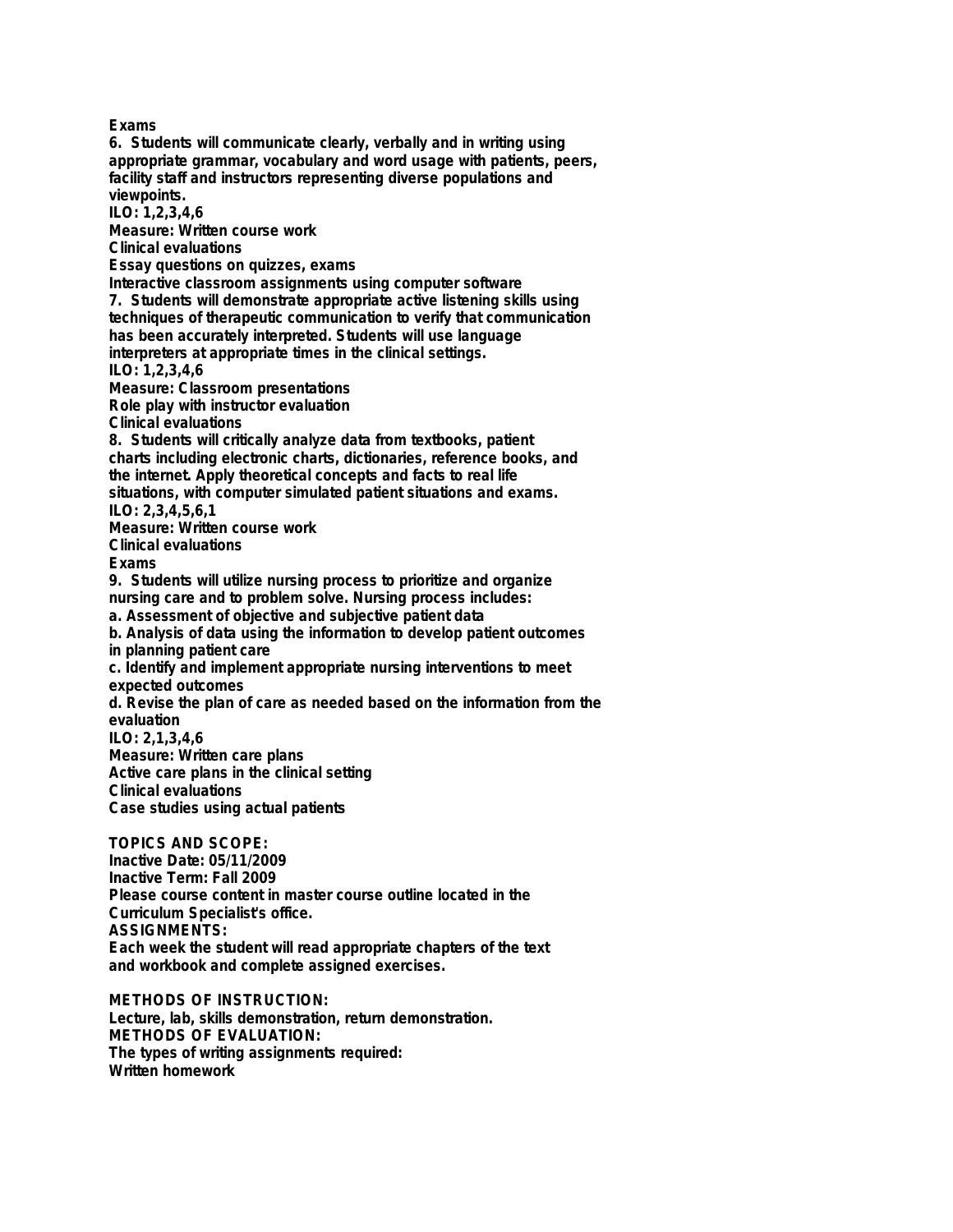Exams

6. Students will communicate clearly, verbally and in writing using appropriate grammar, vocabulary and word usage with patients, peers, facility staff and instructors representing diverse populations and viewpoints.

ILO: 1,2,3,4,6

Measure: Written course work

Clinical evaluations

Essay questions on quizzes, exams

Interactive classroom assignments using computer software

7. Students will demonstrate appropriate active listening skills using techniques of therapeutic communication to verify that communication has been accurately interpreted. Students will use language interpreters at appropriate times in the clinical settings.

ILO: 1,2,3,4,6

Measure: Classroom presentations

Role play with instructor evaluation

Clinical evaluations

8. Students will critically analyze data from textbooks, patient charts including electronic charts, dictionaries, reference books, and the internet. Apply theoretical concepts and facts to real life situations, with computer simulated patient situations and exams.

ILO: 2,3,4,5,6,1

Measure: Written course work

Clinical evaluations

Exams

9. Students will utilize nursing process to prioritize and organize nursing care and to problem solve. Nursing process includes:

a. Assessment of objective and subjective patient data

b. Analysis of data using the information to develop patient outcomes in planning patient care

c. Identify and implement appropriate nursing interventions to meet expected outcomes

d. Revise the plan of care as needed based on the information from the evaluation

ILO: 2,1,3,4,6

Measure: Written care plans

Active care plans in the clinical setting

Clinical evaluations

Case studies using actual patients

**TOPICS AND SCOPE:**

Inactive Date: 05/11/2009

Inactive Term: Fall 2009

Please course content in master course outline located in the Curriculum Specialist's office.

**ASSIGNMENTS:**

Each week the student will read appropriate chapters of the text and workbook and complete assigned exercises.

**METHODS OF INSTRUCTION:**

Lecture, lab, skills demonstration, return demonstration.

**METHODS OF EVALUATION:**

The types of writing assignments required:

Written homework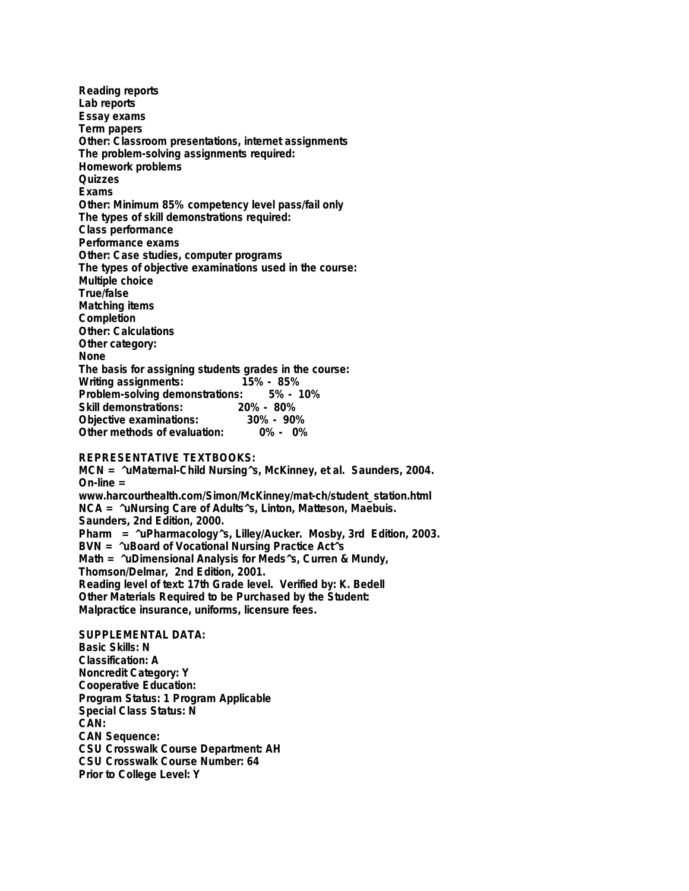Reading reports
Lab reports
Essay exams
Term papers
Other: Classroom presentations, internet assignments
The problem-solving assignments required:
Homework problems
Quizzes
Exams
Other: Minimum 85% competency level pass/fail only
The types of skill demonstrations required:
Class performance
Performance exams
Other: Case studies, computer programs
The types of objective examinations used in the course:
Multiple choice
True/false
Matching items
Completion
Other: Calculations
Other category:
None
The basis for assigning students grades in the course:
Writing assignments: 15% - 85%
Problem-solving demonstrations: 5% - 10%
Skill demonstrations: 20% - 80%
Objective examinations: 30% - 90%
Other methods of evaluation: 0% - 0%

REPRESENTATIVE TEXTBOOKS:
MCN = ^uMaternal-Child Nursing^s, McKinney, et al. Saunders, 2004.
On-line =
www.harcourthealth.com/Simon/McKinney/mat-ch/student_station.html
NCA = ^uNursing Care of Adults^s, Linton, Matteson, Maebuis.
Saunders, 2nd Edition, 2000.
Pharm = ^uPharmacology^s, Lilley/Aucker. Mosby, 3rd Edition, 2003.
BVN = ^uBoard of Vocational Nursing Practice Act^s
Math = ^uDimensional Analysis for Meds^s, Curren & Mundy,
Thomson/Delmar, 2nd Edition, 2001.
Reading level of text: 17th Grade level. Verified by: K. Bedell
Other Materials Required to be Purchased by the Student:
Malpractice insurance, uniforms, licensure fees.

SUPPLEMENTAL DATA:
Basic Skills: N
Classification: A
Noncredit Category: Y
Cooperative Education:
Program Status: 1 Program Applicable
Special Class Status: N
CAN:
CAN Sequence:
CSU Crosswalk Course Department: AH
CSU Crosswalk Course Number: 64
Prior to College Level: Y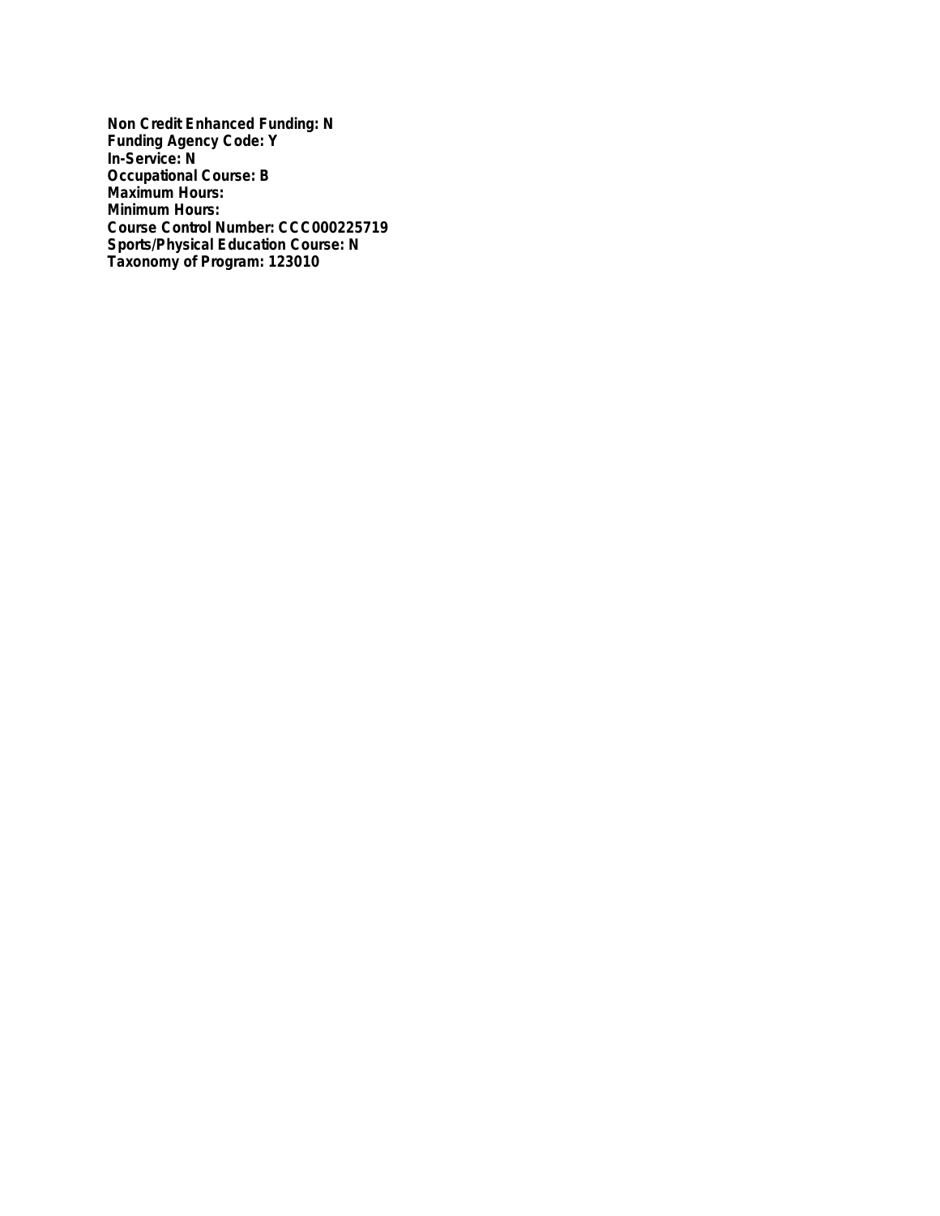**Non Credit Enhanced Funding: N**
**Funding Agency Code: Y**
**In-Service: N**
**Occupational Course: B**
**Maximum Hours:**
**Minimum Hours:**
**Course Control Number: CCC000225719**
**Sports/Physical Education Course: N**
**Taxonomy of Program: 123010**